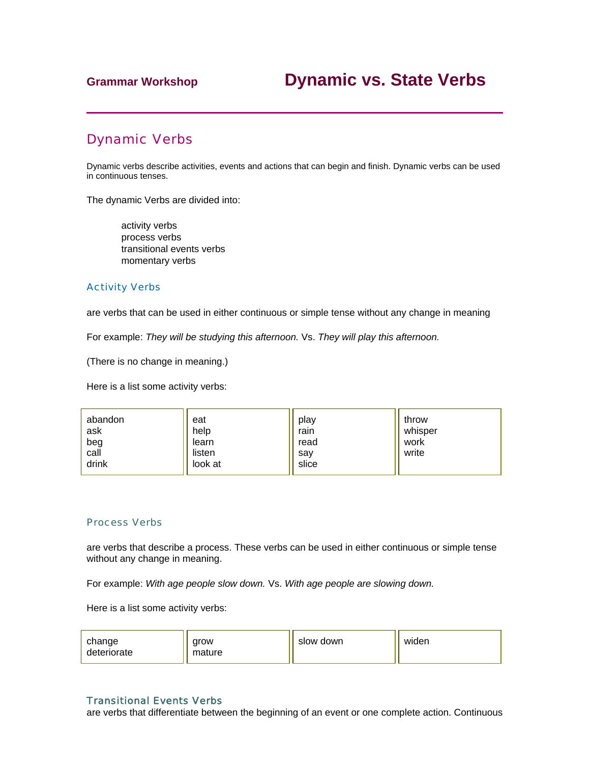**Grammar Workshop**

# Dynamic vs. State Verbs

## Dynamic Verbs

Dynamic verbs describe activities, events and actions that can begin and finish. Dynamic verbs can be used in continuous tenses.

The dynamic Verbs are divided into:

- activity verbs
- process verbs
- transitional events verbs
- momentary verbs

### Activity Verbs

are verbs that can be used in either continuous or simple tense without any change in meaning

For example: *They will be studying this afternoon.* Vs. *They will play this afternoon.*

(There is no change in meaning.)

Here is a list some activity verbs:

| | | | |
|---|---|---|---|
| abandon<br>ask<br>beg<br>call<br>drink | eat<br>help<br>learn<br>listen<br>look at | play<br>rain<br>read<br>say<br>slice | throw<br>whisper<br>work<br>write |

### Process Verbs

are verbs that describe a process. These verbs can be used in either continuous or simple tense without any change in meaning.

For example: *With age people slow down.* Vs. *With age people are slowing down.*

Here is a list some activity verbs:

| | | | |
|---|---|---|---|
| change<br>deteriorate | grow<br>mature | slow down | widen |

### Transitional Events Verbs

are verbs that differentiate between the beginning of an event or one complete action. Continuous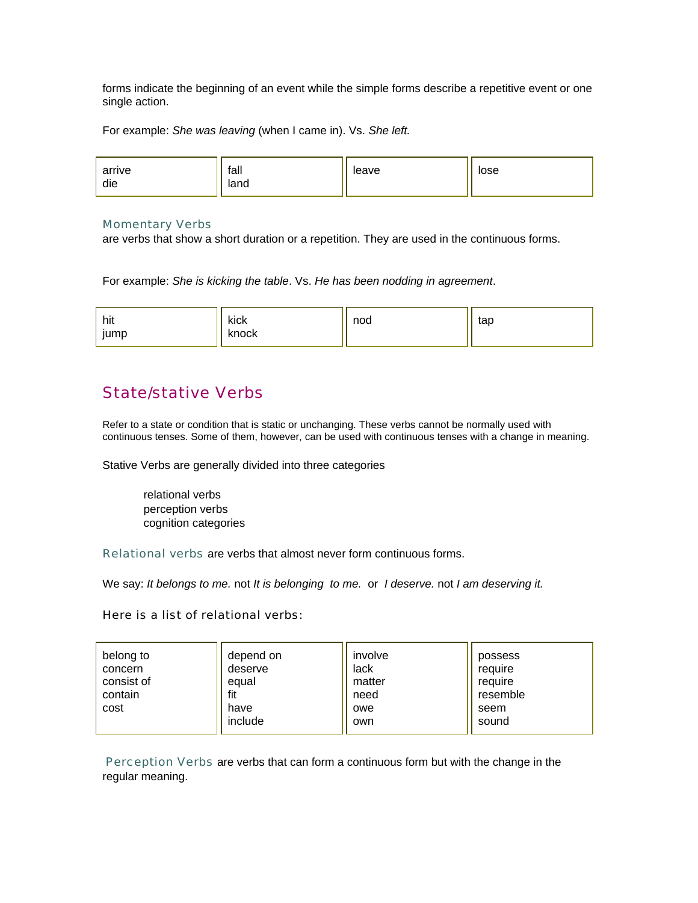forms indicate the beginning of an event while the simple forms describe a repetitive event or one single action.

For example: *She was leaving* (when I came in). Vs. *She left.*

| arrive<br>die | fall<br>land | leave | lose |
|---|---|---|---|

### Momentary Verbs

are verbs that show a short duration or a repetition. They are used in the continuous forms.

For example: *She is kicking the table*. Vs. *He has been nodding in agreement*.

| hit<br>jump | kick<br>knock | nod | tap |
|---|---|---|---|

## State/stative Verbs

Refer to a state or condition that is static or unchanging. These verbs cannot be normally used with continuous tenses. Some of them, however, can be used with continuous tenses with a change in meaning.

Stative Verbs are generally divided into three categories

relational verbs
perception verbs
cognition categories

**Relational verbs** are verbs that almost never form continuous forms.

We say: *It belongs to me.* not *It is belonging to me.* or *I deserve.* not *I am deserving it.*

Here is a list of relational verbs:

| belong to<br>concern<br>consist of<br>contain<br>cost | depend on<br>deserve<br>equal<br>fit<br>have<br>include | involve<br>lack<br>matter<br>need<br>owe<br>own | possess<br>require<br>require<br>resemble<br>seem<br>sound |
|---|---|---|---|

**Perception Verbs** are verbs that can form a continuous form but with the change in the regular meaning.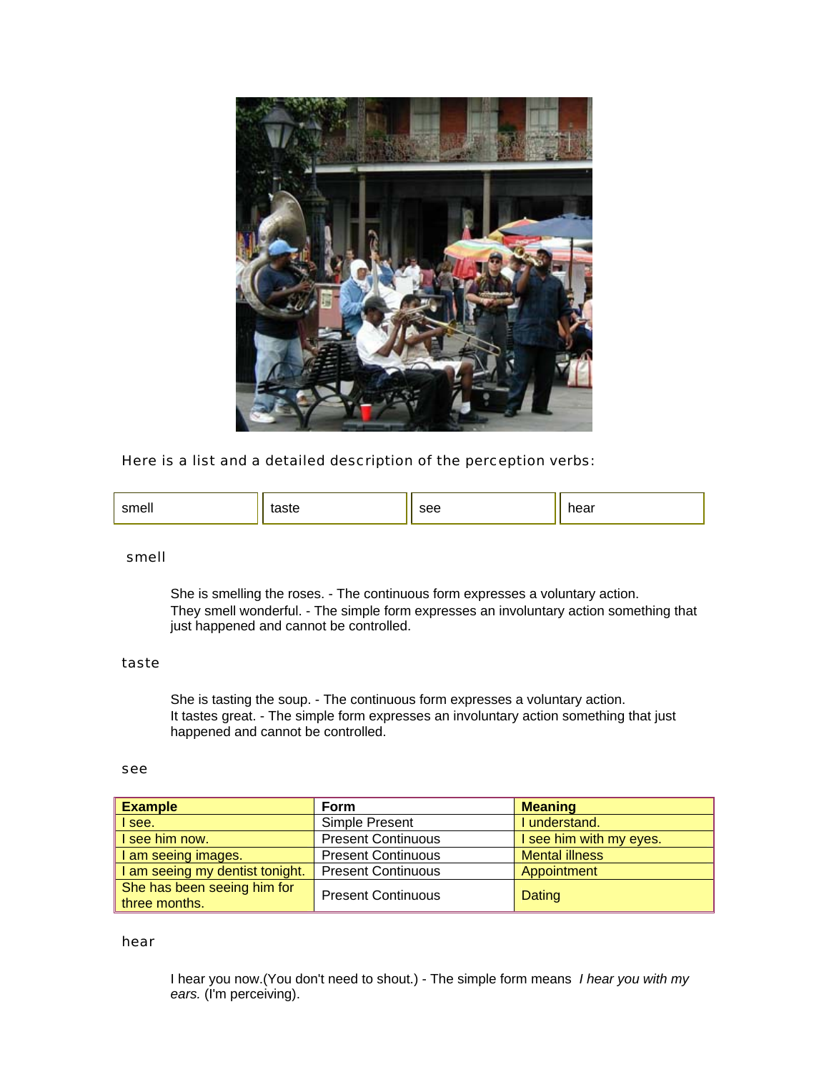Here is a list and a detailed description of the perception verbs:

| smell | taste | see | hear |
|---|---|---|---|

### smell

She is smelling the roses. - The continuous form expresses a voluntary action.
They smell wonderful. - The simple form expresses an involuntary action something that just happened and cannot be controlled.

### taste

She is tasting the soup. - The continuous form expresses a voluntary action.
It tastes great. - The simple form expresses an involuntary action something that just happened and cannot be controlled.

### see

| Example | Form | Meaning |
|---|---|---|
| I see. | Simple Present | I understand. |
| I see him now. | Present Continuous | I see him with my eyes. |
| I am seeing images. | Present Continuous | Mental illness |
| I am seeing my dentist tonight. | Present Continuous | Appointment |
| She has been seeing him for three months. | Present Continuous | Dating |

### hear

I hear you now.(You don't need to shout.) - The simple form means *I hear you with my ears.* (I'm perceiving).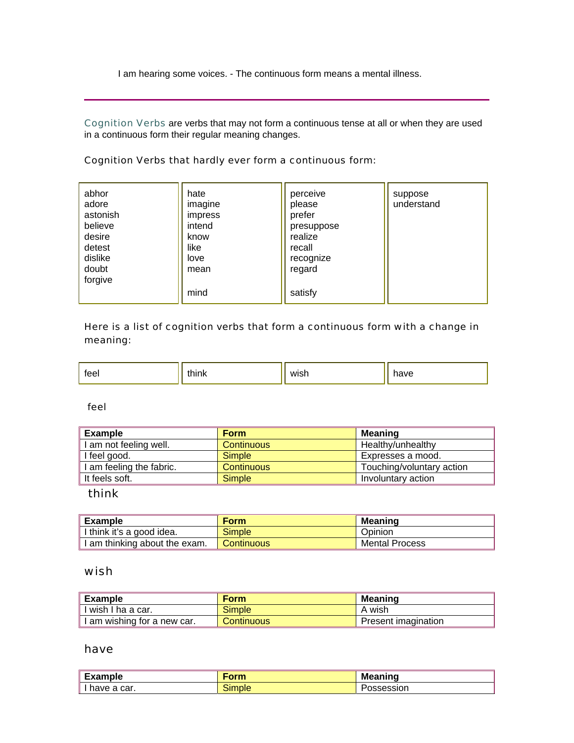I am hearing some voices. - The continuous form means a mental illness.

---

Cognition Verbs are verbs that may not form a continuous tense at all or when they are used in a continuous form their regular meaning changes.

Cognition Verbs that hardly ever form a continuous form:

| | | | |
|---|---|---|---|
| abhor<br>adore<br>astonish<br>believe<br>desire<br>detest<br>dislike<br>doubt<br>forgive | hate<br>imagine<br>impress<br>intend<br>know<br>like<br>love<br>mean<br><br>mind | perceive<br>please<br>prefer<br>presuppose<br>realize<br>recall<br>recognize<br>regard<br><br>satisfy | suppose<br>understand |

Here is a list of cognition verbs that form a continuous form with a change in meaning:

| | | | |
|---|---|---|---|
| feel | think | wish | have |

feel

| Example | Form | Meaning |
|---|---|---|
| I am not feeling well. | Continuous | Healthy/unhealthy |
| I feel good. | Simple | Expresses a mood. |
| I am feeling the fabric. | Continuous | Touching/voluntary action |
| It feels soft. | Simple | Involuntary action |

think

| Example | Form | Meaning |
|---|---|---|
| I think it's a good idea. | Simple | Opinion |
| I am thinking about the exam. | Continuous | Mental Process |

wish

| Example | Form | Meaning |
|---|---|---|
| I wish I ha a car. | Simple | A wish |
| I am wishing for a new car. | Continuous | Present imagination |

have

| Example | Form | Meaning |
|---|---|---|
| I have a car. | Simple | Possession |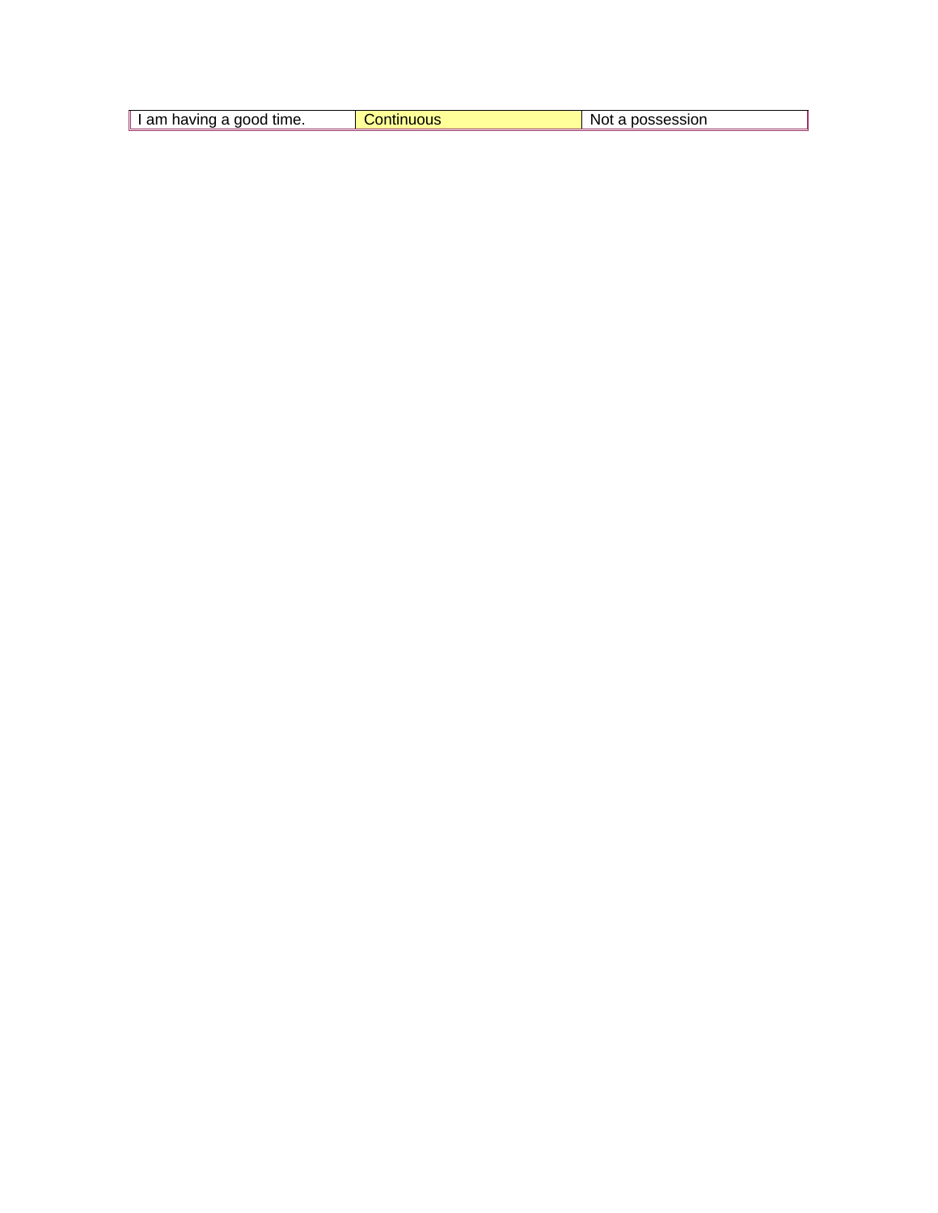| | | |
|---|---|---|
| I am having a good time. | Continuous | Not a possession |